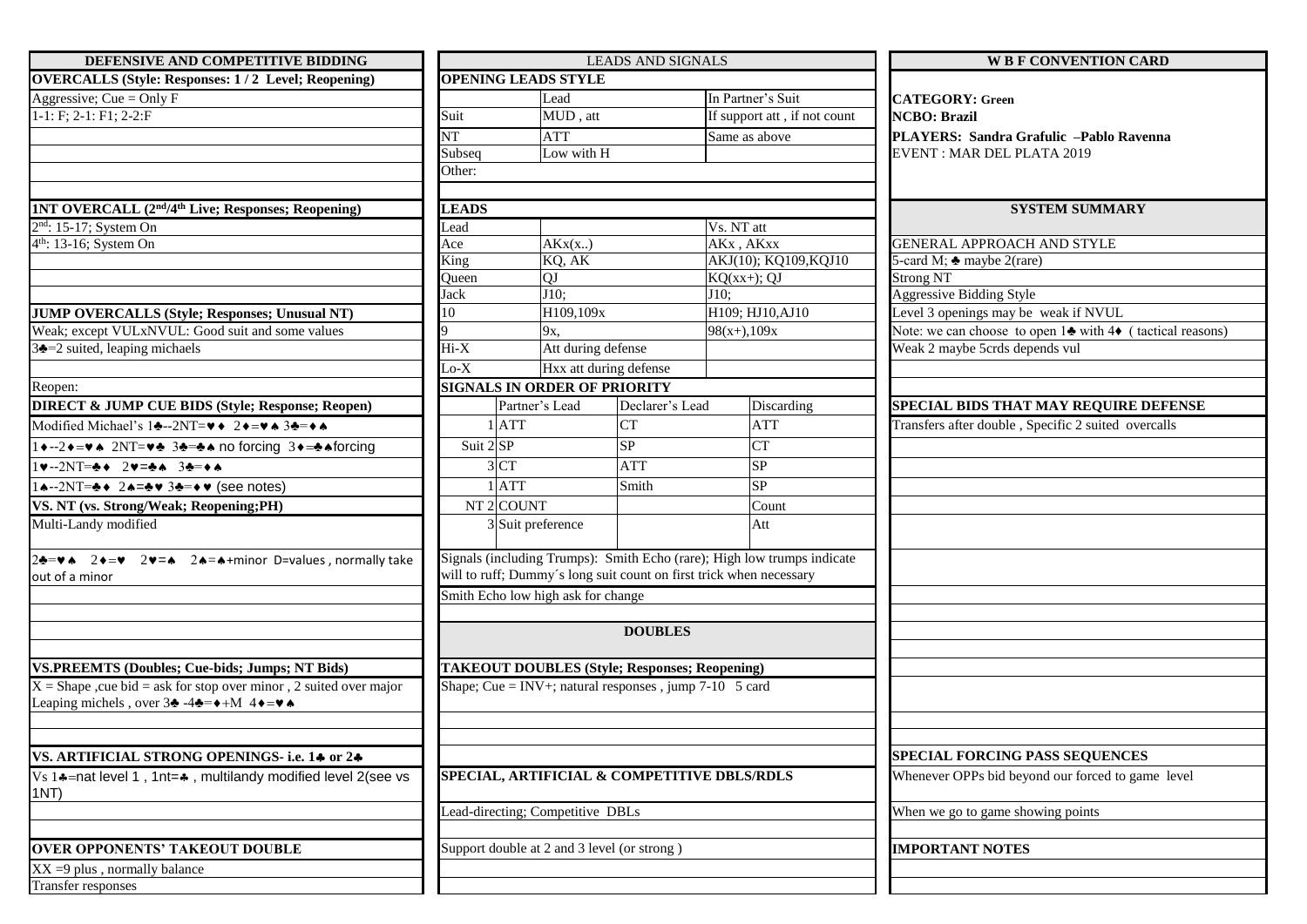## DEFENSIVE AND COMPETITIVE BIDDING

**OVERCALLS (Style: Responses: 1 / 2 Level; Reopening)**

Aggressive; Cue = Only F

1-1: F; 2-1: F1; 2-2:F

**1NT OVERCALL (2nd/4th Live; Responses; Reopening)**

2nd: 15-17; System On

4th: 13-16; System On

**JUMP OVERCALLS (Style; Responses; Unusual NT)**

Weak; except VULxNVUL: Good suit and some values

3♣=2 suited, leaping michaels

Reopen:

**DIRECT & JUMP CUE BIDS (Style; Response; Reopen)**

Modified Michael's 1♣--2NT=♥♦ 2♦=♥♠ 3♣=♦♠

1♦--2♦=♥♠ 2NT=♥♣ 3♣=♣♠ no forcing 3♦=♣♠forcing

1♥--2NT=♣♦ 2♥=♣♠ 3♣=♦♠

1♠--2NT=♣♦ 2♠=♣♥ 3♣=♦♥ (see notes)

**VS. NT (vs. Strong/Weak; Reopening;PH)**

Multi-Landy modified

2♣=♥♠ 2♦=♥ 2♥=♠ 2♠=♠+minor D=values , normally take out of a minor

**VS.PREEMTS (Doubles; Cue-bids; Jumps; NT Bids)**

X = Shape ,cue bid = ask for stop over minor , 2 suited over major
Leaping michels , over 3♣ -4♣=♦+M 4♦=♥♠

**VS. ARTIFICIAL STRONG OPENINGS- i.e. 1♣ or 2♣**

Vs 1♣=nat level 1 , 1nt=♣ , multilandy modified level 2(see vs 1NT)

**OVER OPPONENTS' TAKEOUT DOUBLE**

XX =9 plus , normally balance

Transfer responses

## LEADS AND SIGNALS

**OPENING LEADS STYLE**

| | Lead | In Partner's Suit |
|---|---|---|
| Suit | MUD , att | If support att , if not count |
| NT | ATT | Same as above |
| Subseq | Low with H | |
| Other: | | |

**LEADS**

| Lead | | Vs. NT att |
|---|---|---|
| Ace | AKx(x..) | AKx , AKxx |
| King | KQ, AK | AKJ(10); KQ109,KQJ10 |
| Queen | QJ | KQ(xx+); QJ |
| Jack | J10; | J10; |
| 10 | H109,109x | H109; HJ10,AJ10 |
| 9 | 9x, | 98(x+),109x |
| Hi-X | Att during defense | |
| Lo-X | Hxx att during defense | |

**SIGNALS IN ORDER OF PRIORITY**

| | | Partner's Lead | Declarer's Lead | Discarding |
|---|---|---|---|---|
| Suit | 1 | ATT | CT | ATT |
| | 2 | SP | SP | CT |
| | 3 | CT | ATT | SP |
| NT | 1 | ATT | Smith | SP |
| | 2 | COUNT | | Count |
| | 3 | Suit preference | | Att |

Signals (including Trumps): Smith Echo (rare); High low trumps indicate will to ruff; Dummy´s long suit count on first trick when necessary

Smith Echo low high ask for change

## DOUBLES

**TAKEOUT DOUBLES (Style; Responses; Reopening)**

Shape; Cue = INV+; natural responses , jump 7-10 5 card

**SPECIAL, ARTIFICIAL & COMPETITIVE DBLS/RDLS**

Lead-directing; Competitive DBLs

Support double at 2 and 3 level (or strong )

## W B F CONVENTION CARD

**CATEGORY: Green**

**NCBO: Brazil**

**PLAYERS: Sandra Grafulic –Pablo Ravenna**

EVENT : MAR DEL PLATA 2019

**SYSTEM SUMMARY**

GENERAL APPROACH AND STYLE

5-card M; ♣ maybe 2(rare)

Strong NT

Aggressive Bidding Style

Level 3 openings may be weak if NVUL

Note: we can choose to open 1♣ with 4♦ ( tactical reasons)

Weak 2 maybe 5crds depends vul

**SPECIAL BIDS THAT MAY REQUIRE DEFENSE**

Transfers after double , Specific 2 suited overcalls

**SPECIAL FORCING PASS SEQUENCES**

Whenever OPPs bid beyond our forced to game level

When we go to game showing points

**IMPORTANT NOTES**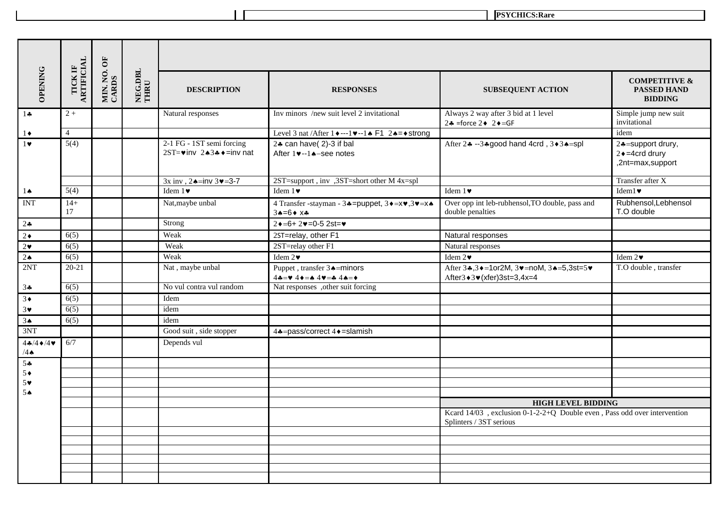| | | | PSYCHICS:Rare |
|---|---|---|---|
| | | | |

| OPENING | TICK IF ARTIFICIAL | MIN. NO. OF CARDS | NEG.DBL THRU | DESCRIPTION | RESPONSES | SUBSEQUENT ACTION | COMPETITIVE & PASSED HAND BIDDING |
|---|---|---|---|---|---|---|---|
| 1♣ | 2 + | | | Natural responses | Inv minors /new suit level 2 invitational | Always 2 way after 3 bid at 1 level 2♣ =force 2♦ 2♦=GF | Simple jump new suit invitational |
| 1♦ | 4 | | | | Level 3 nat /After 1♦---1♥--1♠ F1 2♠=♦strong | | idem |
| 1♥ | 5(4) | | | 2-1 FG - 1ST semi forcing 2ST=♥inv 2♠3♣♦=inv nat | 2♣ can have( 2)-3 if bal After 1♥--1♠–see notes | After 2♣ --3♣good hand 4crd , 3♦3♠=spl | 2♣=support drury, 2♦=4crd drury ,2nt=max,support |
| | | | | 3x inv , 2♠=inv 3♥=3-7 | 2ST=support , inv ,3ST=short other M 4x=spl | | Transfer after X |
| 1♠ | 5(4) | | | Idem 1♥ | Idem 1♥ | Idem 1♥ | Idem1♥ |
| INT | 14+ 17 | | | Nat,maybe unbal | 4 Transfer -stayman - 3♣=puppet, 3♦=x♥,3♥=x♠ 3♠=6♦ x♣ | Over opp int leb-rubhensol,TO double, pass and double penalties | Rubhensol,Lebhensol T.O double |
| 2♣ | | | | Strong | 2♦=6+ 2♥=0-5 2st=♥ | | |
| 2♦ | 6(5) | | | Weak | 2ST=relay, other F1 | Natural responses | |
| 2♥ | 6(5) | | | Weak | 2ST=relay other F1 | Natural responses | |
| 2♠ | 6(5) | | | Weak | Idem 2♥ | Idem 2♥ | Idem 2♥ |
| 2NT | 20-21 | | | Nat , maybe unbal | Puppet , transfer 3♠=minors 4♣=♥ 4♦=♠ 4♥=♣ 4♠=♦ | After 3♣,3♦=1or2M, 3♥=noM, 3♠=5,3st=5♥ After3♦3♥(xfer)3st=3,4x=4 | T.O double , transfer |
| 3♣ | 6(5) | | | No vul contra vul random | Nat responses ,other suit forcing | | |
| 3♦ | 6(5) | | | Idem | | | |
| 3♥ | 6(5) | | | idem | | | |
| 3♠ | 6(5) | | | idem | | | |
| 3NT | | | | Good suit , side stopper | 4♣=pass/correct 4♦=slamish | | |
| 4♣/4♦/4♥/4♠ | 6/7 | | | Depends vul | | | |
| 5♣ | | | | | | | |
| 5♦ | | | | | | | |
| 5♥ | | | | | | | |
| 5♠ | | | | | | | |
| | | | | | | **HIGH LEVEL BIDDING** | |
| | | | | | | Kcard 14/03 , exclusion 0-1-2-2+Q Double even , Pass odd over intervention Splinters / 3ST serious | |